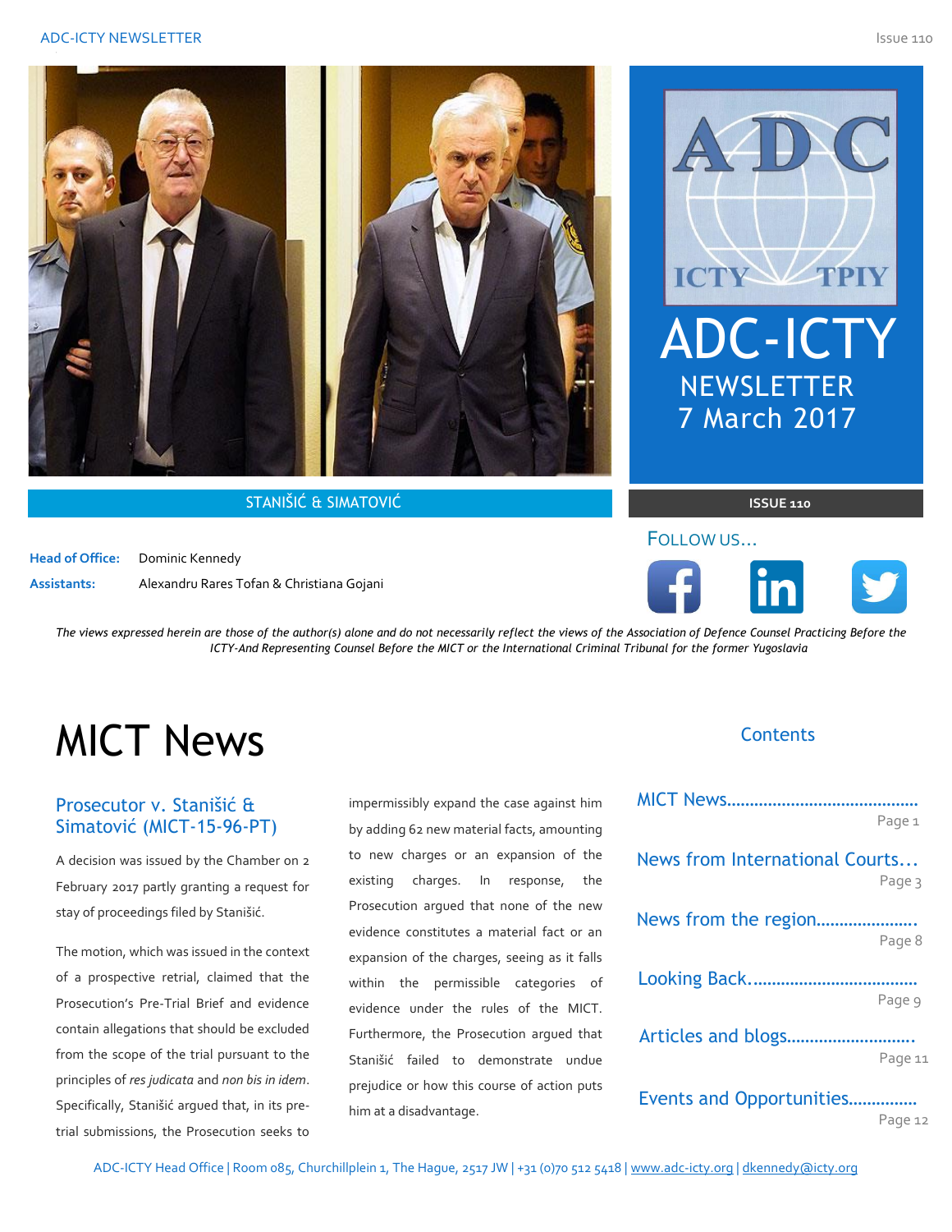STANIŠIĆ & SIMATOVIĆ

ADC-ICTY NEWSLETTER
7 March 2017

ISSUE 110

**Head of Office:** Dominic Kennedy

**Assistants:** Alexandru Rares Tofan & Christiana Gojani

FOLLOW US...

*The views expressed herein are those of the author(s) alone and do not necessarily reflect the views of the Association of Defence Counsel Practicing Before the ICTY-And Representing Counsel Before the MICT or the International Criminal Tribunal for the former Yugoslavia*

# MICT News

## Prosecutor v. Stanišić & Simatović (MICT-15-96-PT)

A decision was issued by the Chamber on 2 February 2017 partly granting a request for stay of proceedings filed by Stanišić.

The motion, which was issued in the context of a prospective retrial, claimed that the Prosecution's Pre-Trial Brief and evidence contain allegations that should be excluded from the scope of the trial pursuant to the principles of *res judicata* and *non bis in idem*. Specifically, Stanišić argued that, in its pre-trial submissions, the Prosecution seeks to impermissibly expand the case against him by adding 62 new material facts, amounting to new charges or an expansion of the existing charges. In response, the Prosecution argued that none of the new evidence constitutes a material fact or an expansion of the charges, seeing as it falls within the permissible categories of evidence under the rules of the MICT. Furthermore, the Prosecution argued that Stanišić failed to demonstrate undue prejudice or how this course of action puts him at a disadvantage.

## Contents

- MICT News.......................................... Page 1
- News from International Courts... Page 3
- News from the region...................... Page 8
- Looking Back.................................... Page 9
- Articles and blogs............................ Page 11
- Events and Opportunities............... Page 12

ADC-ICTY Head Office | Room 085, Churchillplein 1, The Hague, 2517 JW | +31 (0)70 512 5418 | www.adc-icty.org | dkennedy@icty.org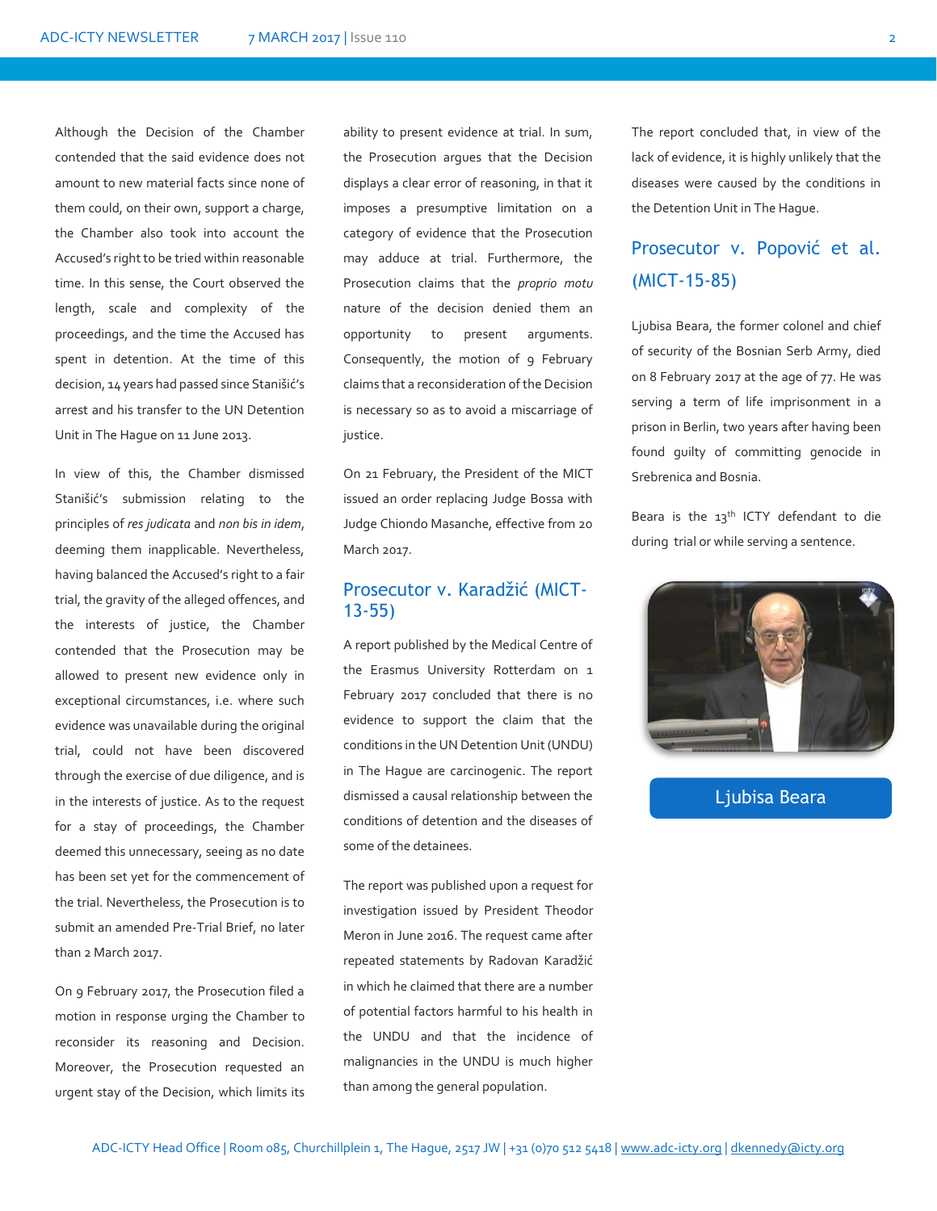Although the Decision of the Chamber contended that the said evidence does not amount to new material facts since none of them could, on their own, support a charge, the Chamber also took into account the Accused's right to be tried within reasonable time. In this sense, the Court observed the length, scale and complexity of the proceedings, and the time the Accused has spent in detention. At the time of this decision, 14 years had passed since Stanišić's arrest and his transfer to the UN Detention Unit in The Hague on 11 June 2013.

In view of this, the Chamber dismissed Stanišić's submission relating to the principles of *res judicata* and *non bis in idem*, deeming them inapplicable. Nevertheless, having balanced the Accused's right to a fair trial, the gravity of the alleged offences, and the interests of justice, the Chamber contended that the Prosecution may be allowed to present new evidence only in exceptional circumstances, i.e. where such evidence was unavailable during the original trial, could not have been discovered through the exercise of due diligence, and is in the interests of justice. As to the request for a stay of proceedings, the Chamber deemed this unnecessary, seeing as no date has been set yet for the commencement of the trial. Nevertheless, the Prosecution is to submit an amended Pre-Trial Brief, no later than 2 March 2017.

On 9 February 2017, the Prosecution filed a motion in response urging the Chamber to reconsider its reasoning and Decision. Moreover, the Prosecution requested an urgent stay of the Decision, which limits its ability to present evidence at trial. In sum, the Prosecution argues that the Decision displays a clear error of reasoning, in that it imposes a presumptive limitation on a category of evidence that the Prosecution may adduce at trial. Furthermore, the Prosecution claims that the *proprio motu* nature of the decision denied them an opportunity to present arguments. Consequently, the motion of 9 February claims that a reconsideration of the Decision is necessary so as to avoid a miscarriage of justice.

On 21 February, the President of the MICT issued an order replacing Judge Bossa with Judge Chiondo Masanche, effective from 20 March 2017.

## Prosecutor v. Karadžić (MICT-13-55)

A report published by the Medical Centre of the Erasmus University Rotterdam on 1 February 2017 concluded that there is no evidence to support the claim that the conditions in the UN Detention Unit (UNDU) in The Hague are carcinogenic. The report dismissed a causal relationship between the conditions of detention and the diseases of some of the detainees.

The report was published upon a request for investigation issued by President Theodor Meron in June 2016. The request came after repeated statements by Radovan Karadžić in which he claimed that there are a number of potential factors harmful to his health in the UNDU and that the incidence of malignancies in the UNDU is much higher than among the general population.

The report concluded that, in view of the lack of evidence, it is highly unlikely that the diseases were caused by the conditions in the Detention Unit in The Hague.

## Prosecutor v. Popović et al. (MICT-15-85)

Ljubisa Beara, the former colonel and chief of security of the Bosnian Serb Army, died on 8 February 2017 at the age of 77. He was serving a term of life imprisonment in a prison in Berlin, two years after having been found guilty of committing genocide in Srebrenica and Bosnia.

Beara is the 13th ICTY defendant to die during trial or while serving a sentence.

Ljubisa Beara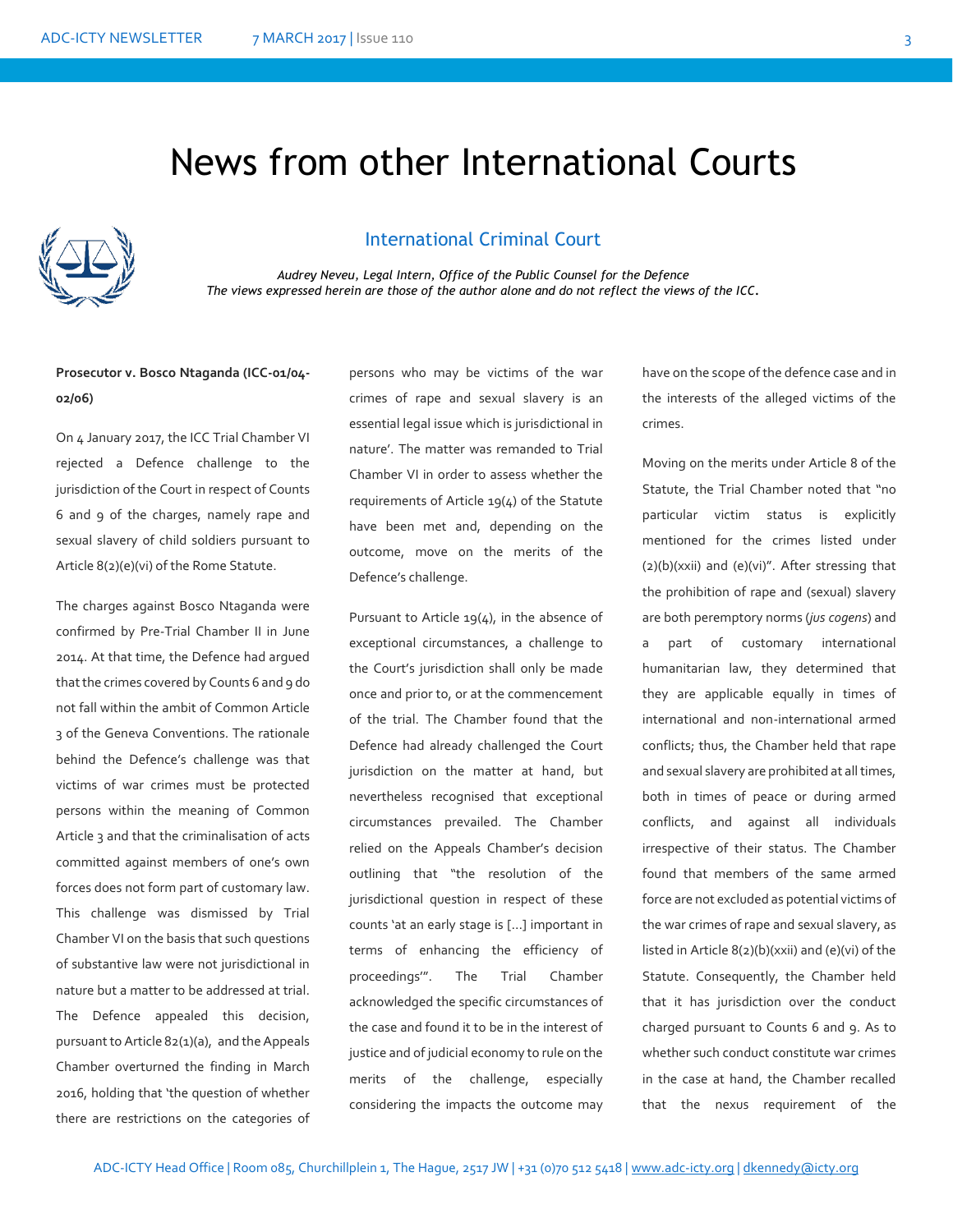# News from other International Courts

## International Criminal Court

*Audrey Neveu, Legal Intern, Office of the Public Counsel for the Defence*
*The views expressed herein are those of the author alone and do not reflect the views of the ICC.*

**Prosecutor v. Bosco Ntaganda (ICC-01/04-02/06)**

On 4 January 2017, the ICC Trial Chamber VI rejected a Defence challenge to the jurisdiction of the Court in respect of Counts 6 and 9 of the charges, namely rape and sexual slavery of child soldiers pursuant to Article 8(2)(e)(vi) of the Rome Statute.

The charges against Bosco Ntaganda were confirmed by Pre-Trial Chamber II in June 2014. At that time, the Defence had argued that the crimes covered by Counts 6 and 9 do not fall within the ambit of Common Article 3 of the Geneva Conventions. The rationale behind the Defence's challenge was that victims of war crimes must be protected persons within the meaning of Common Article 3 and that the criminalisation of acts committed against members of one's own forces does not form part of customary law. This challenge was dismissed by Trial Chamber VI on the basis that such questions of substantive law were not jurisdictional in nature but a matter to be addressed at trial. The Defence appealed this decision, pursuant to Article 82(1)(a), and the Appeals Chamber overturned the finding in March 2016, holding that 'the question of whether there are restrictions on the categories of persons who may be victims of the war crimes of rape and sexual slavery is an essential legal issue which is jurisdictional in nature'. The matter was remanded to Trial Chamber VI in order to assess whether the requirements of Article 19(4) of the Statute have been met and, depending on the outcome, move on the merits of the Defence's challenge.

Pursuant to Article 19(4), in the absence of exceptional circumstances, a challenge to the Court's jurisdiction shall only be made once and prior to, or at the commencement of the trial. The Chamber found that the Defence had already challenged the Court jurisdiction on the matter at hand, but nevertheless recognised that exceptional circumstances prevailed. The Chamber relied on the Appeals Chamber's decision outlining that "the resolution of the jurisdictional question in respect of these counts 'at an early stage is [...] important in terms of enhancing the efficiency of proceedings'". The Trial Chamber acknowledged the specific circumstances of the case and found it to be in the interest of justice and of judicial economy to rule on the merits of the challenge, especially considering the impacts the outcome may have on the scope of the defence case and in the interests of the alleged victims of the crimes.

Moving on the merits under Article 8 of the Statute, the Trial Chamber noted that "no particular victim status is explicitly mentioned for the crimes listed under (2)(b)(xxii) and (e)(vi)". After stressing that the prohibition of rape and (sexual) slavery are both peremptory norms (*jus cogens*) and a part of customary international humanitarian law, they determined that they are applicable equally in times of international and non-international armed conflicts; thus, the Chamber held that rape and sexual slavery are prohibited at all times, both in times of peace or during armed conflicts, and against all individuals irrespective of their status. The Chamber found that members of the same armed force are not excluded as potential victims of the war crimes of rape and sexual slavery, as listed in Article 8(2)(b)(xxii) and (e)(vi) of the Statute. Consequently, the Chamber held that it has jurisdiction over the conduct charged pursuant to Counts 6 and 9. As to whether such conduct constitute war crimes in the case at hand, the Chamber recalled that the nexus requirement of the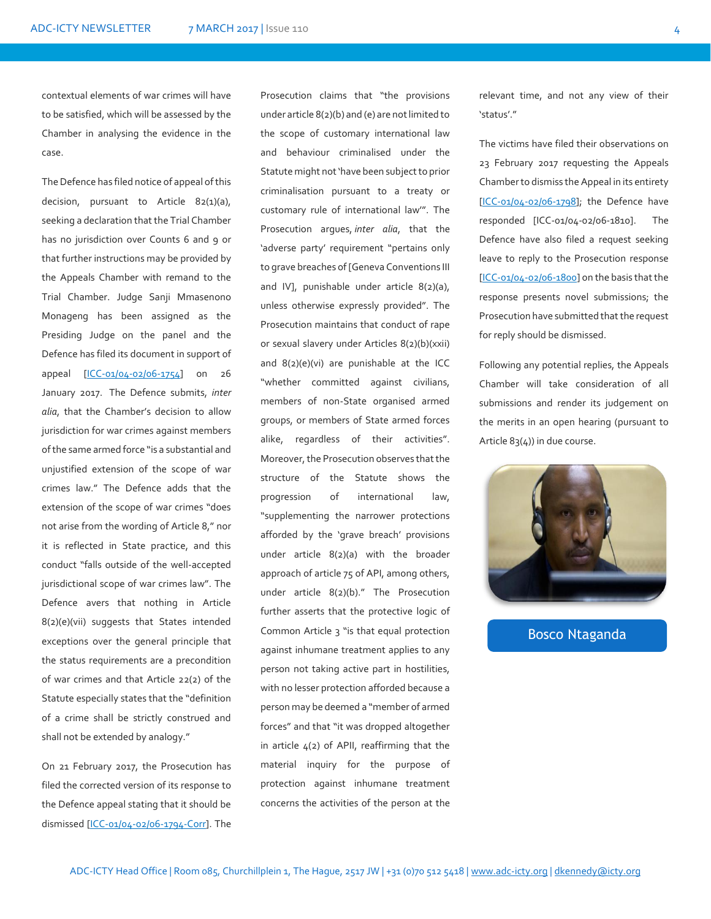contextual elements of war crimes will have to be satisfied, which will be assessed by the Chamber in analysing the evidence in the case.

The Defence has filed notice of appeal of this decision, pursuant to Article 82(1)(a), seeking a declaration that the Trial Chamber has no jurisdiction over Counts 6 and 9 or that further instructions may be provided by the Appeals Chamber with remand to the Trial Chamber. Judge Sanji Mmasenono Monageng has been assigned as the Presiding Judge on the panel and the Defence has filed its document in support of appeal [ICC-01/04-02/06-1754] on 26 January 2017. The Defence submits, *inter alia*, that the Chamber's decision to allow jurisdiction for war crimes against members of the same armed force "is a substantial and unjustified extension of the scope of war crimes law." The Defence adds that the extension of the scope of war crimes "does not arise from the wording of Article 8," nor it is reflected in State practice, and this conduct "falls outside of the well-accepted jurisdictional scope of war crimes law". The Defence avers that nothing in Article 8(2)(e)(vii) suggests that States intended exceptions over the general principle that the status requirements are a precondition of war crimes and that Article 22(2) of the Statute especially states that the "definition of a crime shall be strictly construed and shall not be extended by analogy."

On 21 February 2017, the Prosecution has filed the corrected version of its response to the Defence appeal stating that it should be dismissed [ICC-01/04-02/06-1794-Corr]. The Prosecution claims that "the provisions under article 8(2)(b) and (e) are not limited to the scope of customary international law and behaviour criminalised under the Statute might not 'have been subject to prior criminalisation pursuant to a treaty or customary rule of international law'". The Prosecution argues, *inter alia*, that the 'adverse party' requirement "pertains only to grave breaches of [Geneva Conventions III and IV], punishable under article 8(2)(a), unless otherwise expressly provided". The Prosecution maintains that conduct of rape or sexual slavery under Articles 8(2)(b)(xxii) and 8(2)(e)(vi) are punishable at the ICC "whether committed against civilians, members of non-State organised armed groups, or members of State armed forces alike, regardless of their activities". Moreover, the Prosecution observes that the structure of the Statute shows the progression of international law, "supplementing the narrower protections afforded by the 'grave breach' provisions under article 8(2)(a) with the broader approach of article 75 of API, among others, under article 8(2)(b)." The Prosecution further asserts that the protective logic of Common Article 3 "is that equal protection against inhumane treatment applies to any person not taking active part in hostilities, with no lesser protection afforded because a person may be deemed a "member of armed forces" and that "it was dropped altogether in article 4(2) of APII, reaffirming that the material inquiry for the purpose of protection against inhumane treatment concerns the activities of the person at the relevant time, and not any view of their 'status'."

The victims have filed their observations on 23 February 2017 requesting the Appeals Chamber to dismiss the Appeal in its entirety [ICC-01/04-02/06-1798]; the Defence have responded [ICC-01/04-02/06-1810]. The Defence have also filed a request seeking leave to reply to the Prosecution response [ICC-01/04-02/06-1800] on the basis that the response presents novel submissions; the Prosecution have submitted that the request for reply should be dismissed.

Following any potential replies, the Appeals Chamber will take consideration of all submissions and render its judgement on the merits in an open hearing (pursuant to Article 83(4)) in due course.

Bosco Ntaganda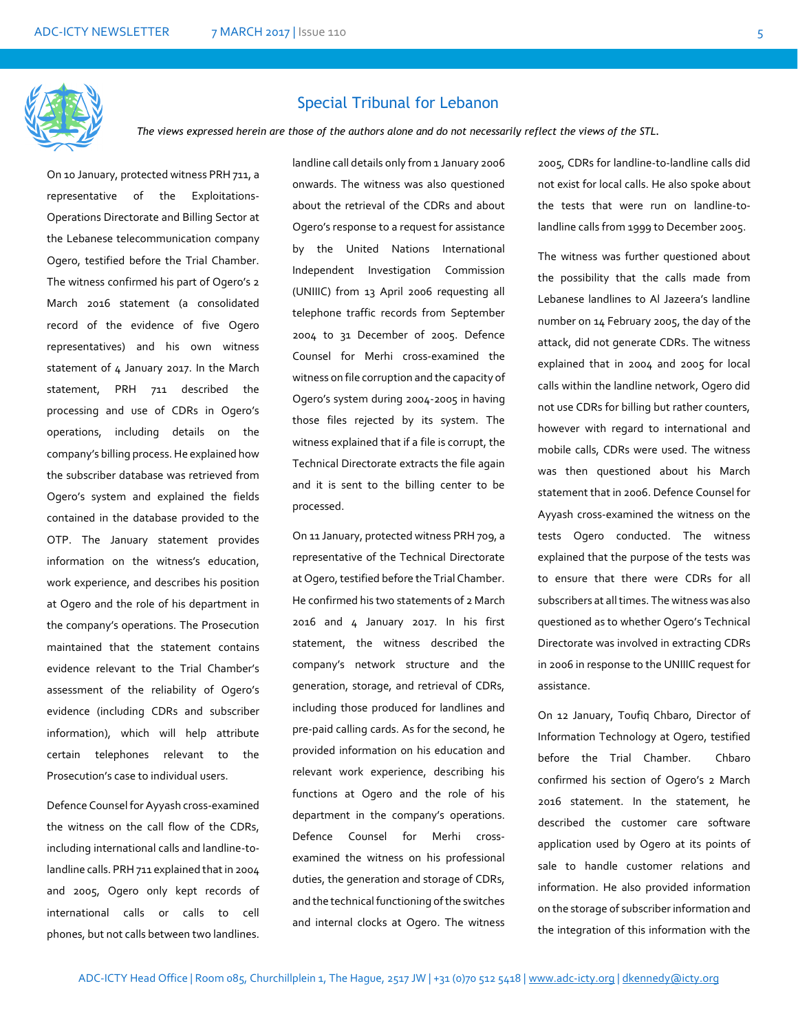## Special Tribunal for Lebanon

*The views expressed herein are those of the authors alone and do not necessarily reflect the views of the STL.*

On 10 January, protected witness PRH 711, a representative of the Exploitations-Operations Directorate and Billing Sector at the Lebanese telecommunication company Ogero, testified before the Trial Chamber. The witness confirmed his part of Ogero's 2 March 2016 statement (a consolidated record of the evidence of five Ogero representatives) and his own witness statement of 4 January 2017. In the March statement, PRH 711 described the processing and use of CDRs in Ogero's operations, including details on the company's billing process. He explained how the subscriber database was retrieved from Ogero's system and explained the fields contained in the database provided to the OTP. The January statement provides information on the witness's education, work experience, and describes his position at Ogero and the role of his department in the company's operations. The Prosecution maintained that the statement contains evidence relevant to the Trial Chamber's assessment of the reliability of Ogero's evidence (including CDRs and subscriber information), which will help attribute certain telephones relevant to the Prosecution's case to individual users.

Defence Counsel for Ayyash cross-examined the witness on the call flow of the CDRs, including international calls and landline-to-landline calls. PRH 711 explained that in 2004 and 2005, Ogero only kept records of international calls or calls to cell phones, but not calls between two landlines. landline call details only from 1 January 2006 onwards. The witness was also questioned about the retrieval of the CDRs and about Ogero's response to a request for assistance by the United Nations International Independent Investigation Commission (UNIIIC) from 13 April 2006 requesting all telephone traffic records from September 2004 to 31 December of 2005. Defence Counsel for Merhi cross-examined the witness on file corruption and the capacity of Ogero's system during 2004-2005 in having those files rejected by its system. The witness explained that if a file is corrupt, the Technical Directorate extracts the file again and it is sent to the billing center to be processed.

On 11 January, protected witness PRH 709, a representative of the Technical Directorate at Ogero, testified before the Trial Chamber. He confirmed his two statements of 2 March 2016 and 4 January 2017. In his first statement, the witness described the company's network structure and the generation, storage, and retrieval of CDRs, including those produced for landlines and pre-paid calling cards. As for the second, he provided information on his education and relevant work experience, describing his functions at Ogero and the role of his department in the company's operations. Defence Counsel for Merhi cross-examined the witness on his professional duties, the generation and storage of CDRs, and the technical functioning of the switches and internal clocks at Ogero. The witness 2005, CDRs for landline-to-landline calls did not exist for local calls. He also spoke about the tests that were run on landline-to-landline calls from 1999 to December 2005.

The witness was further questioned about the possibility that the calls made from Lebanese landlines to Al Jazeera's landline number on 14 February 2005, the day of the attack, did not generate CDRs. The witness explained that in 2004 and 2005 for local calls within the landline network, Ogero did not use CDRs for billing but rather counters, however with regard to international and mobile calls, CDRs were used. The witness was then questioned about his March statement that in 2006. Defence Counsel for Ayyash cross-examined the witness on the tests Ogero conducted. The witness explained that the purpose of the tests was to ensure that there were CDRs for all subscribers at all times. The witness was also questioned as to whether Ogero's Technical Directorate was involved in extracting CDRs in 2006 in response to the UNIIIC request for assistance.

On 12 January, Toufiq Chbaro, Director of Information Technology at Ogero, testified before the Trial Chamber. Chbaro confirmed his section of Ogero's 2 March 2016 statement. In the statement, he described the customer care software application used by Ogero at its points of sale to handle customer relations and information. He also provided information on the storage of subscriber information and the integration of this information with the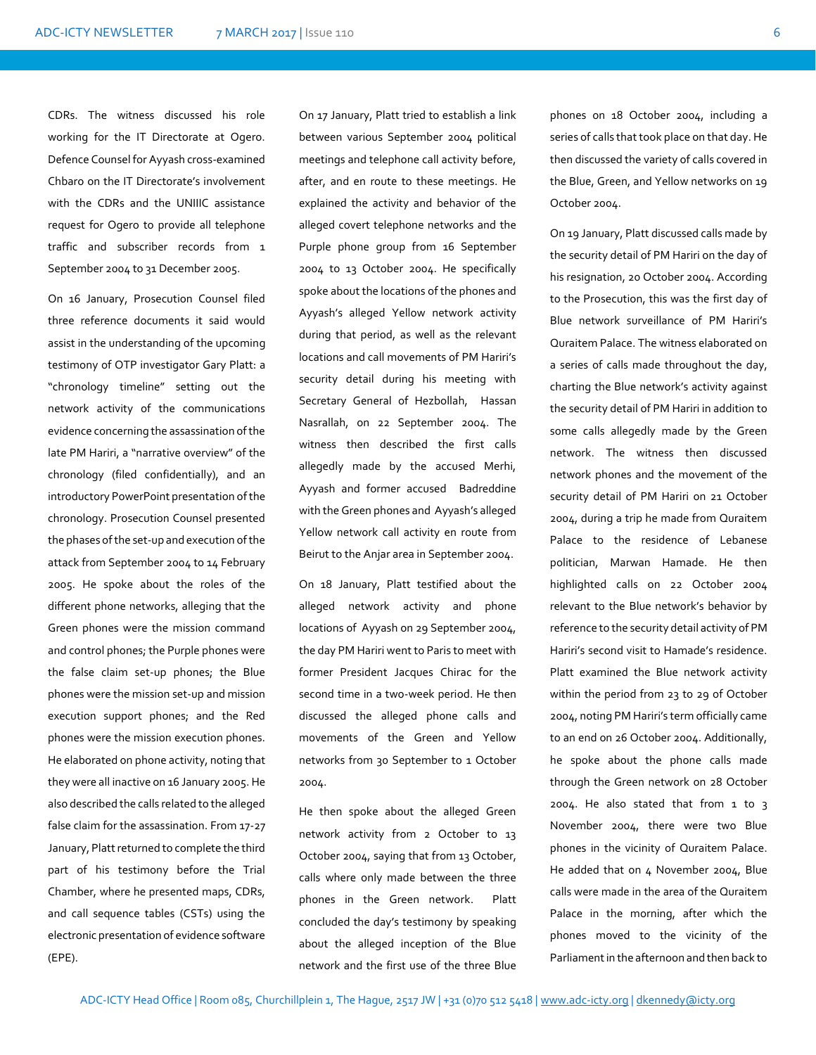CDRs. The witness discussed his role working for the IT Directorate at Ogero. Defence Counsel for Ayyash cross-examined Chbaro on the IT Directorate's involvement with the CDRs and the UNIIIC assistance request for Ogero to provide all telephone traffic and subscriber records from 1 September 2004 to 31 December 2005.

On 16 January, Prosecution Counsel filed three reference documents it said would assist in the understanding of the upcoming testimony of OTP investigator Gary Platt: a "chronology timeline" setting out the network activity of the communications evidence concerning the assassination of the late PM Hariri, a "narrative overview" of the chronology (filed confidentially), and an introductory PowerPoint presentation of the chronology. Prosecution Counsel presented the phases of the set-up and execution of the attack from September 2004 to 14 February 2005. He spoke about the roles of the different phone networks, alleging that the Green phones were the mission command and control phones; the Purple phones were the false claim set-up phones; the Blue phones were the mission set-up and mission execution support phones; and the Red phones were the mission execution phones. He elaborated on phone activity, noting that they were all inactive on 16 January 2005. He also described the calls related to the alleged false claim for the assassination. From 17-27 January, Platt returned to complete the third part of his testimony before the Trial Chamber, where he presented maps, CDRs, and call sequence tables (CSTs) using the electronic presentation of evidence software (EPE).

On 17 January, Platt tried to establish a link between various September 2004 political meetings and telephone call activity before, after, and en route to these meetings. He explained the activity and behavior of the alleged covert telephone networks and the Purple phone group from 16 September 2004 to 13 October 2004. He specifically spoke about the locations of the phones and Ayyash's alleged Yellow network activity during that period, as well as the relevant locations and call movements of PM Hariri's security detail during his meeting with Secretary General of Hezbollah, Hassan Nasrallah, on 22 September 2004. The witness then described the first calls allegedly made by the accused Merhi, Ayyash and former accused Badreddine with the Green phones and Ayyash's alleged Yellow network call activity en route from Beirut to the Anjar area in September 2004.

On 18 January, Platt testified about the alleged network activity and phone locations of Ayyash on 29 September 2004, the day PM Hariri went to Paris to meet with former President Jacques Chirac for the second time in a two-week period. He then discussed the alleged phone calls and movements of the Green and Yellow networks from 30 September to 1 October 2004.

He then spoke about the alleged Green network activity from 2 October to 13 October 2004, saying that from 13 October, calls where only made between the three phones in the Green network. Platt concluded the day's testimony by speaking about the alleged inception of the Blue network and the first use of the three Blue phones on 18 October 2004, including a series of calls that took place on that day. He then discussed the variety of calls covered in the Blue, Green, and Yellow networks on 19 October 2004.

On 19 January, Platt discussed calls made by the security detail of PM Hariri on the day of his resignation, 20 October 2004. According to the Prosecution, this was the first day of Blue network surveillance of PM Hariri's Quraitem Palace. The witness elaborated on a series of calls made throughout the day, charting the Blue network's activity against the security detail of PM Hariri in addition to some calls allegedly made by the Green network. The witness then discussed network phones and the movement of the security detail of PM Hariri on 21 October 2004, during a trip he made from Quraitem Palace to the residence of Lebanese politician, Marwan Hamade. He then highlighted calls on 22 October 2004 relevant to the Blue network's behavior by reference to the security detail activity of PM Hariri's second visit to Hamade's residence. Platt examined the Blue network activity within the period from 23 to 29 of October 2004, noting PM Hariri's term officially came to an end on 26 October 2004. Additionally, he spoke about the phone calls made through the Green network on 28 October 2004. He also stated that from 1 to 3 November 2004, there were two Blue phones in the vicinity of Quraitem Palace. He added that on 4 November 2004, Blue calls were made in the area of the Quraitem Palace in the morning, after which the phones moved to the vicinity of the Parliament in the afternoon and then back to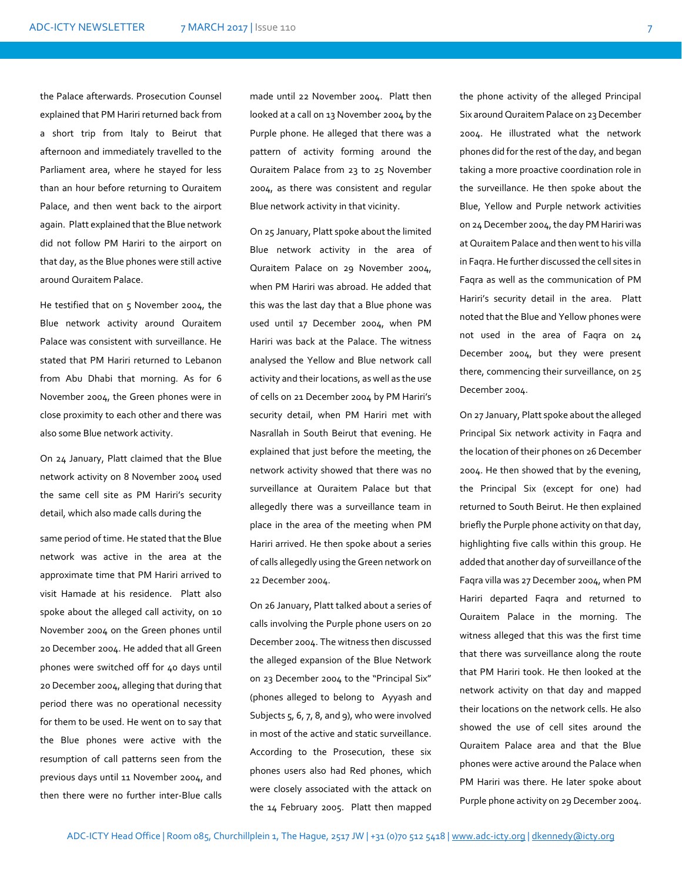the Palace afterwards. Prosecution Counsel explained that PM Hariri returned back from a short trip from Italy to Beirut that afternoon and immediately travelled to the Parliament area, where he stayed for less than an hour before returning to Quraitem Palace, and then went back to the airport again. Platt explained that the Blue network did not follow PM Hariri to the airport on that day, as the Blue phones were still active around Quraitem Palace.

He testified that on 5 November 2004, the Blue network activity around Quraitem Palace was consistent with surveillance. He stated that PM Hariri returned to Lebanon from Abu Dhabi that morning. As for 6 November 2004, the Green phones were in close proximity to each other and there was also some Blue network activity.

On 24 January, Platt claimed that the Blue network activity on 8 November 2004 used the same cell site as PM Hariri's security detail, which also made calls during the same period of time. He stated that the Blue network was active in the area at the approximate time that PM Hariri arrived to visit Hamade at his residence. Platt also spoke about the alleged call activity, on 10 November 2004 on the Green phones until 20 December 2004. He added that all Green phones were switched off for 40 days until 20 December 2004, alleging that during that period there was no operational necessity for them to be used. He went on to say that the Blue phones were active with the resumption of call patterns seen from the previous days until 11 November 2004, and then there were no further inter-Blue calls made until 22 November 2004. Platt then looked at a call on 13 November 2004 by the Purple phone. He alleged that there was a pattern of activity forming around the Quraitem Palace from 23 to 25 November 2004, as there was consistent and regular Blue network activity in that vicinity.

On 25 January, Platt spoke about the limited Blue network activity in the area of Quraitem Palace on 29 November 2004, when PM Hariri was abroad. He added that this was the last day that a Blue phone was used until 17 December 2004, when PM Hariri was back at the Palace. The witness analysed the Yellow and Blue network call activity and their locations, as well as the use of cells on 21 December 2004 by PM Hariri's security detail, when PM Hariri met with Nasrallah in South Beirut that evening. He explained that just before the meeting, the network activity showed that there was no surveillance at Quraitem Palace but that allegedly there was a surveillance team in place in the area of the meeting when PM Hariri arrived. He then spoke about a series of calls allegedly using the Green network on 22 December 2004.

On 26 January, Platt talked about a series of calls involving the Purple phone users on 20 December 2004. The witness then discussed the alleged expansion of the Blue Network on 23 December 2004 to the "Principal Six" (phones alleged to belong to Ayyash and Subjects 5, 6, 7, 8, and 9), who were involved in most of the active and static surveillance. According to the Prosecution, these six phones users also had Red phones, which were closely associated with the attack on the 14 February 2005. Platt then mapped the phone activity of the alleged Principal Six around Quraitem Palace on 23 December 2004. He illustrated what the network phones did for the rest of the day, and began taking a more proactive coordination role in the surveillance. He then spoke about the Blue, Yellow and Purple network activities on 24 December 2004, the day PM Hariri was at Quraitem Palace and then went to his villa in Faqra. He further discussed the cell sites in Faqra as well as the communication of PM Hariri's security detail in the area. Platt noted that the Blue and Yellow phones were not used in the area of Faqra on 24 December 2004, but they were present there, commencing their surveillance, on 25 December 2004.

On 27 January, Platt spoke about the alleged Principal Six network activity in Faqra and the location of their phones on 26 December 2004. He then showed that by the evening, the Principal Six (except for one) had returned to South Beirut. He then explained briefly the Purple phone activity on that day, highlighting five calls within this group. He added that another day of surveillance of the Faqra villa was 27 December 2004, when PM Hariri departed Faqra and returned to Quraitem Palace in the morning. The witness alleged that this was the first time that there was surveillance along the route that PM Hariri took. He then looked at the network activity on that day and mapped their locations on the network cells. He also showed the use of cell sites around the Quraitem Palace area and that the Blue phones were active around the Palace when PM Hariri was there. He later spoke about Purple phone activity on 29 December 2004.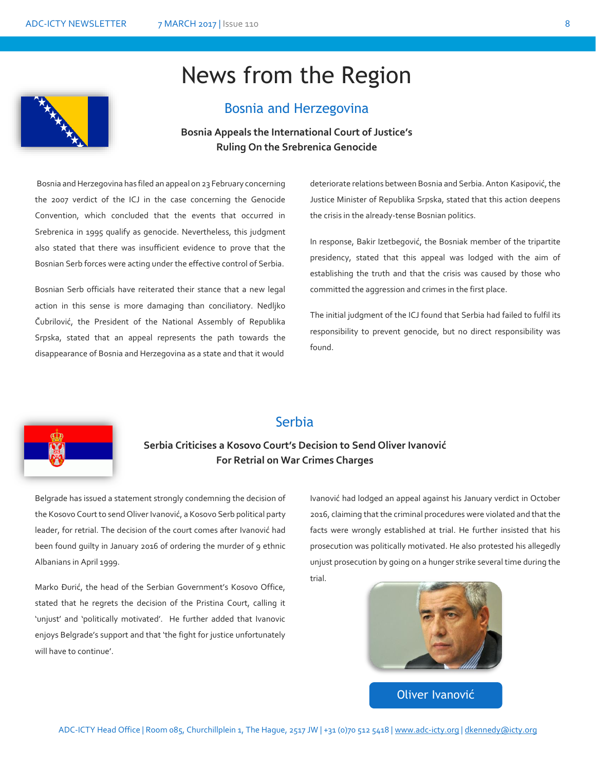# News from the Region

## Bosnia and Herzegovina

**Bosnia Appeals the International Court of Justice's Ruling On the Srebrenica Genocide**

Bosnia and Herzegovina has filed an appeal on 23 February concerning the 2007 verdict of the ICJ in the case concerning the Genocide Convention, which concluded that the events that occurred in Srebrenica in 1995 qualify as genocide. Nevertheless, this judgment also stated that there was insufficient evidence to prove that the Bosnian Serb forces were acting under the effective control of Serbia.

Bosnian Serb officials have reiterated their stance that a new legal action in this sense is more damaging than conciliatory. Nedljko Čubrilović, the President of the National Assembly of Republika Srpska, stated that an appeal represents the path towards the disappearance of Bosnia and Herzegovina as a state and that it would deteriorate relations between Bosnia and Serbia. Anton Kasipović, the Justice Minister of Republika Srpska, stated that this action deepens the crisis in the already-tense Bosnian politics.

In response, Bakir Izetbegović, the Bosniak member of the tripartite presidency, stated that this appeal was lodged with the aim of establishing the truth and that the crisis was caused by those who committed the aggression and crimes in the first place.

The initial judgment of the ICJ found that Serbia had failed to fulfil its responsibility to prevent genocide, but no direct responsibility was found.

## Serbia

**Serbia Criticises a Kosovo Court's Decision to Send Oliver Ivanović For Retrial on War Crimes Charges**

Belgrade has issued a statement strongly condemning the decision of the Kosovo Court to send Oliver Ivanović, a Kosovo Serb political party leader, for retrial. The decision of the court comes after Ivanović had been found guilty in January 2016 of ordering the murder of 9 ethnic Albanians in April 1999.

Marko Đurić, the head of the Serbian Government's Kosovo Office, stated that he regrets the decision of the Pristina Court, calling it 'unjust' and 'politically motivated'. He further added that Ivanovic enjoys Belgrade's support and that 'the fight for justice unfortunately will have to continue'.

Ivanović had lodged an appeal against his January verdict in October 2016, claiming that the criminal procedures were violated and that the facts were wrongly established at trial. He further insisted that his prosecution was politically motivated. He also protested his allegedly unjust prosecution by going on a hunger strike several time during the trial.

Oliver Ivanović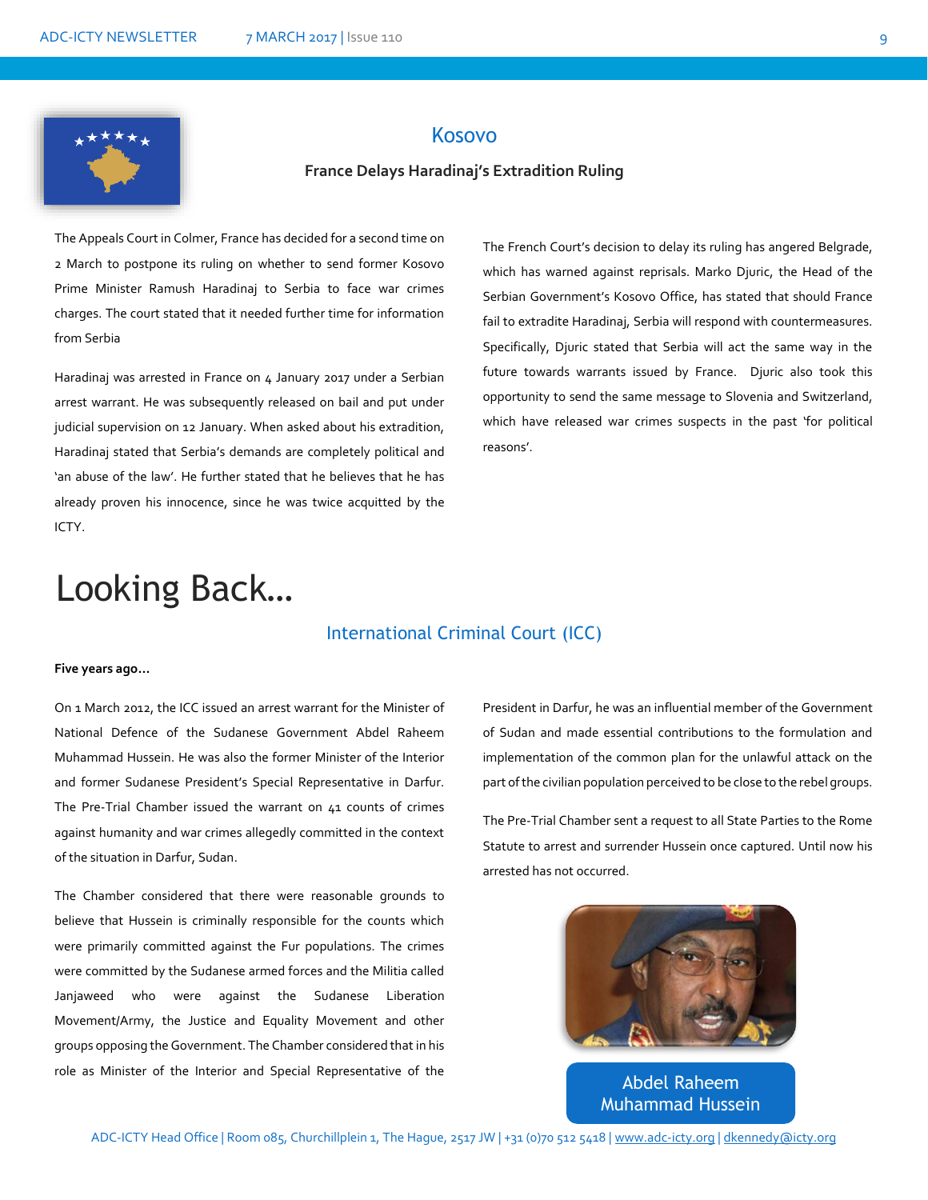## Kosovo

### France Delays Haradinaj's Extradition Ruling

The Appeals Court in Colmer, France has decided for a second time on 2 March to postpone its ruling on whether to send former Kosovo Prime Minister Ramush Haradinaj to Serbia to face war crimes charges. The court stated that it needed further time for information from Serbia

Haradinaj was arrested in France on 4 January 2017 under a Serbian arrest warrant. He was subsequently released on bail and put under judicial supervision on 12 January. When asked about his extradition, Haradinaj stated that Serbia's demands are completely political and 'an abuse of the law'. He further stated that he believes that he has already proven his innocence, since he was twice acquitted by the ICTY.

The French Court's decision to delay its ruling has angered Belgrade, which has warned against reprisals. Marko Djuric, the Head of the Serbian Government's Kosovo Office, has stated that should France fail to extradite Haradinaj, Serbia will respond with countermeasures. Specifically, Djuric stated that Serbia will act the same way in the future towards warrants issued by France. Djuric also took this opportunity to send the same message to Slovenia and Switzerland, which have released war crimes suspects in the past 'for political reasons'.

# Looking Back…

## International Criminal Court (ICC)

**Five years ago…**

On 1 March 2012, the ICC issued an arrest warrant for the Minister of National Defence of the Sudanese Government Abdel Raheem Muhammad Hussein. He was also the former Minister of the Interior and former Sudanese President's Special Representative in Darfur. The Pre-Trial Chamber issued the warrant on 41 counts of crimes against humanity and war crimes allegedly committed in the context of the situation in Darfur, Sudan.

The Chamber considered that there were reasonable grounds to believe that Hussein is criminally responsible for the counts which were primarily committed against the Fur populations. The crimes were committed by the Sudanese armed forces and the Militia called Janjaweed who were against the Sudanese Liberation Movement/Army, the Justice and Equality Movement and other groups opposing the Government. The Chamber considered that in his role as Minister of the Interior and Special Representative of the President in Darfur, he was an influential member of the Government of Sudan and made essential contributions to the formulation and implementation of the common plan for the unlawful attack on the part of the civilian population perceived to be close to the rebel groups.

The Pre-Trial Chamber sent a request to all State Parties to the Rome Statute to arrest and surrender Hussein once captured. Until now his arrested has not occurred.

Abdel Raheem Muhammad Hussein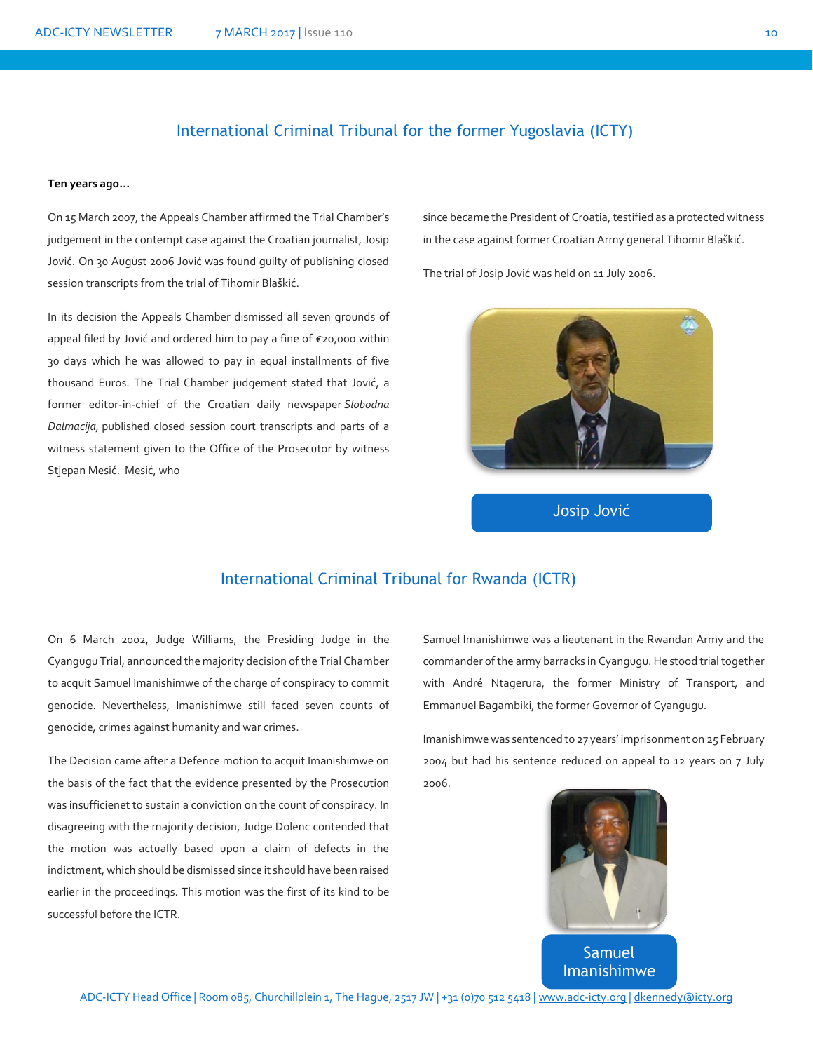## International Criminal Tribunal for the former Yugoslavia (ICTY)

**Ten years ago…**

On 15 March 2007, the Appeals Chamber affirmed the Trial Chamber's judgement in the contempt case against the Croatian journalist, Josip Jović. On 30 August 2006 Jović was found guilty of publishing closed session transcripts from the trial of Tihomir Blaškić.

In its decision the Appeals Chamber dismissed all seven grounds of appeal filed by Jović and ordered him to pay a fine of €20,000 within 30 days which he was allowed to pay in equal installments of five thousand Euros. The Trial Chamber judgement stated that Jović, a former editor-in-chief of the Croatian daily newspaper *Slobodna Dalmacija*, published closed session court transcripts and parts of a witness statement given to the Office of the Prosecutor by witness Stjepan Mesić. Mesić, who since became the President of Croatia, testified as a protected witness in the case against former Croatian Army general Tihomir Blaškić.

The trial of Josip Jović was held on 11 July 2006.

Josip Jović

## International Criminal Tribunal for Rwanda (ICTR)

On 6 March 2002, Judge Williams, the Presiding Judge in the Cyangugu Trial, announced the majority decision of the Trial Chamber to acquit Samuel Imanishimwe of the charge of conspiracy to commit genocide. Nevertheless, Imanishimwe still faced seven counts of genocide, crimes against humanity and war crimes.

The Decision came after a Defence motion to acquit Imanishimwe on the basis of the fact that the evidence presented by the Prosecution was insufficienet to sustain a conviction on the count of conspiracy. In disagreeing with the majority decision, Judge Dolenc contended that the motion was actually based upon a claim of defects in the indictment, which should be dismissed since it should have been raised earlier in the proceedings. This motion was the first of its kind to be successful before the ICTR.

Samuel Imanishimwe was a lieutenant in the Rwandan Army and the commander of the army barracks in Cyangugu. He stood trial together with André Ntagerura, the former Ministry of Transport, and Emmanuel Bagambiki, the former Governor of Cyangugu.

Imanishimwe was sentenced to 27 years' imprisonment on 25 February 2004 but had his sentence reduced on appeal to 12 years on 7 July 2006.

Samuel Imanishimwe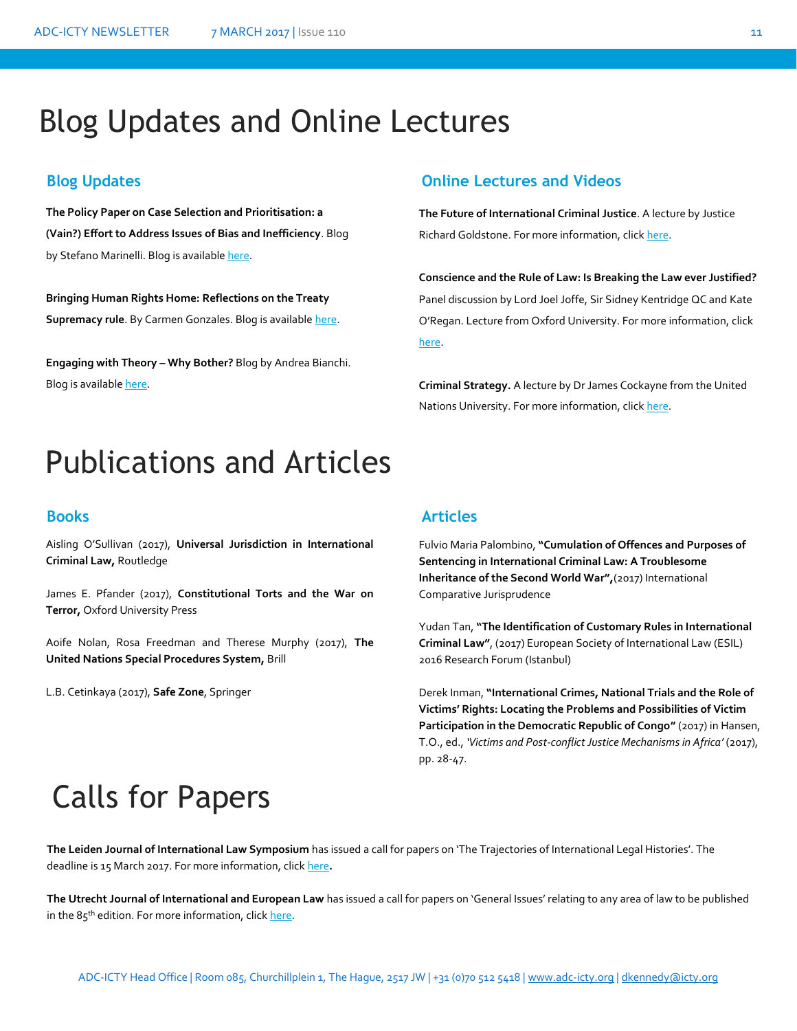# Blog Updates and Online Lectures

## Blog Updates

**The Policy Paper on Case Selection and Prioritisation: a (Vain?) Effort to Address Issues of Bias and Inefficiency**. Blog by Stefano Marinelli. Blog is available here.

**Bringing Human Rights Home: Reflections on the Treaty Supremacy rule**. By Carmen Gonzales. Blog is available here.

**Engaging with Theory – Why Bother?** Blog by Andrea Bianchi. Blog is available here.

## Online Lectures and Videos

**The Future of International Criminal Justice**. A lecture by Justice Richard Goldstone. For more information, click here.

**Conscience and the Rule of Law: Is Breaking the Law ever Justified?** Panel discussion by Lord Joel Joffe, Sir Sidney Kentridge QC and Kate O'Regan. Lecture from Oxford University. For more information, click here.

**Criminal Strategy.** A lecture by Dr James Cockayne from the United Nations University. For more information, click here.

# Publications and Articles

## Books

Aisling O'Sullivan (2017), **Universal Jurisdiction in International Criminal Law,** Routledge

James E. Pfander (2017), **Constitutional Torts and the War on Terror,** Oxford University Press

Aoife Nolan, Rosa Freedman and Therese Murphy (2017), **The United Nations Special Procedures System,** Brill

L.B. Cetinkaya (2017), **Safe Zone**, Springer

## Articles

Fulvio Maria Palombino, **"Cumulation of Offences and Purposes of Sentencing in International Criminal Law: A Troublesome Inheritance of the Second World War",**(2017) International Comparative Jurisprudence

Yudan Tan, **"The Identification of Customary Rules in International Criminal Law"**, (2017) European Society of International Law (ESIL) 2016 Research Forum (Istanbul)

Derek Inman, **"International Crimes, National Trials and the Role of Victims' Rights: Locating the Problems and Possibilities of Victim Participation in the Democratic Republic of Congo"** (2017) in Hansen, T.O., ed., *'Victims and Post-conflict Justice Mechanisms in Africa'* (2017), pp. 28-47.

# Calls for Papers

**The Leiden Journal of International Law Symposium** has issued a call for papers on 'The Trajectories of International Legal Histories'. The deadline is 15 March 2017. For more information, click here**.**

**The Utrecht Journal of International and European Law** has issued a call for papers on 'General Issues' relating to any area of law to be published in the 85th edition. For more information, click here.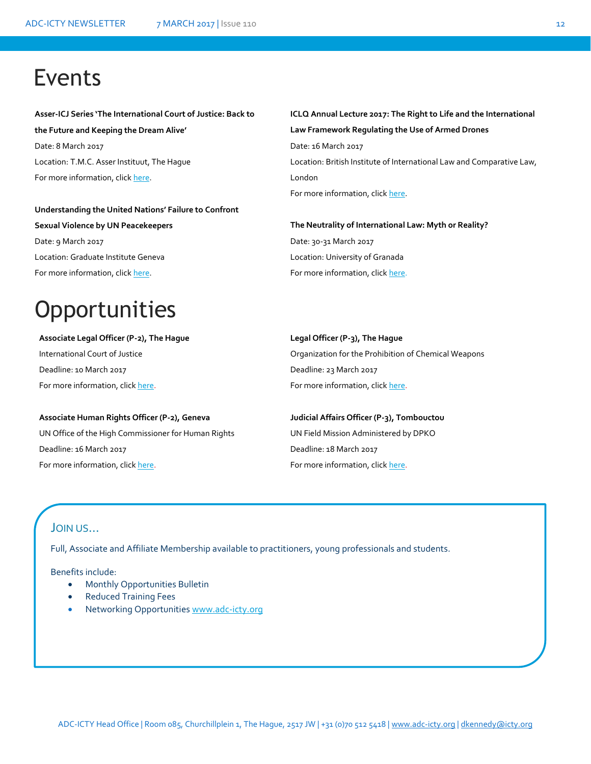# Events

**Asser-ICJ Series 'The International Court of Justice: Back to the Future and Keeping the Dream Alive'**
Date: 8 March 2017
Location: T.M.C. Asser Instituut, The Hague
For more information, click here.

**Understanding the United Nations' Failure to Confront Sexual Violence by UN Peacekeepers**
Date: 9 March 2017
Location: Graduate Institute Geneva
For more information, click here.

**ICLQ Annual Lecture 2017: The Right to Life and the International Law Framework Regulating the Use of Armed Drones**
Date: 16 March 2017
Location: British Institute of International Law and Comparative Law, London
For more information, click here.

**The Neutrality of International Law: Myth or Reality?**
Date: 30-31 March 2017
Location: University of Granada
For more information, click here.

# Opportunities

**Associate Legal Officer (P-2), The Hague**
International Court of Justice
Deadline: 10 March 2017
For more information, click here.

**Associate Human Rights Officer (P-2), Geneva**
UN Office of the High Commissioner for Human Rights
Deadline: 16 March 2017
For more information, click here.

**Legal Officer (P-3), The Hague**
Organization for the Prohibition of Chemical Weapons
Deadline: 23 March 2017
For more information, click here.

**Judicial Affairs Officer (P-3), Tombouctou**
UN Field Mission Administered by DPKO
Deadline: 18 March 2017
For more information, click here.

## JOIN US…

Full, Associate and Affiliate Membership available to practitioners, young professionals and students.

Benefits include:

- Monthly Opportunities Bulletin
- Reduced Training Fees
- Networking Opportunities www.adc-icty.org

ADC-ICTY Head Office | Room 085, Churchillplein 1, The Hague, 2517 JW | +31 (0)70 512 5418 | www.adc-icty.org | dkennedy@icty.org